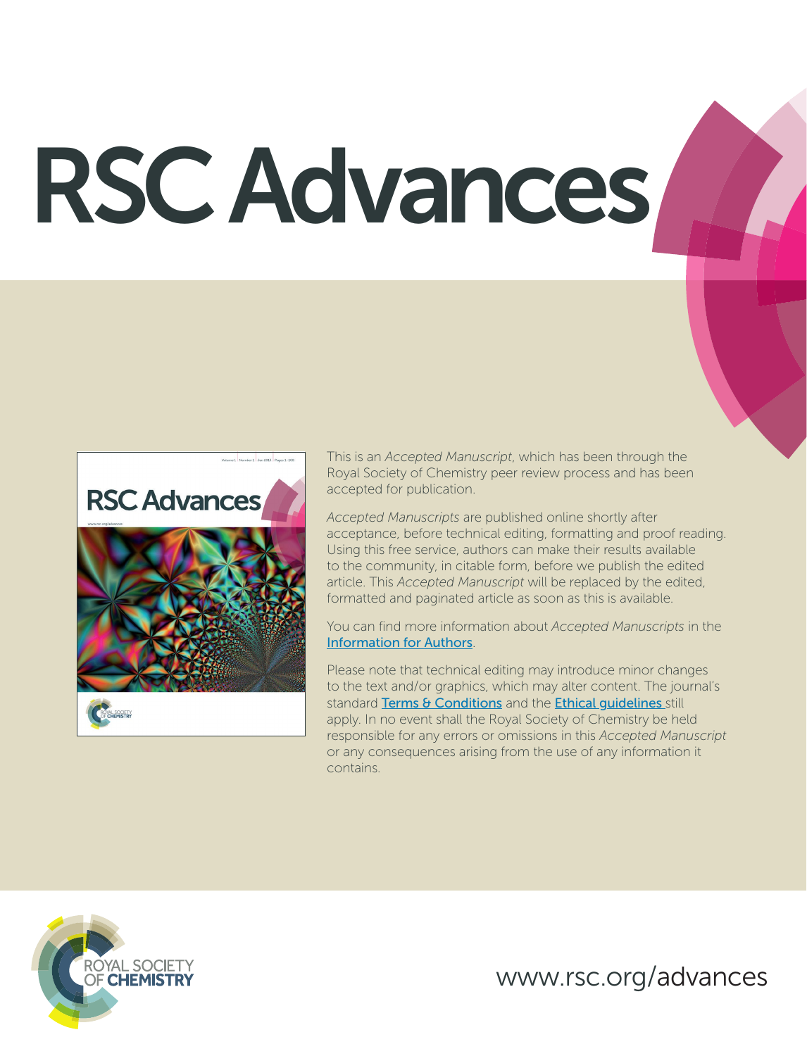# RSC Advances

This is an *Accepted Manuscript*, which has been through the Royal Society of Chemistry peer review process and has been accepted for publication.

*Accepted Manuscripts* are published online shortly after acceptance, before technical editing, formatting and proof reading. Using this free service, authors can make their results available to the community, in citable form, before we publish the edited article. This *Accepted Manuscript* will be replaced by the edited, formatted and paginated article as soon as this is available.

You can find more information about *Accepted Manuscripts* in the Information for Authors.

Please note that technical editing may introduce minor changes to the text and/or graphics, which may alter content. The journal's standard Terms & Conditions and the Ethical guidelines still apply. In no event shall the Royal Society of Chemistry be held responsible for any errors or omissions in this *Accepted Manuscript* or any consequences arising from the use of any information it contains.

ROYAL SOCIETY OF CHEMISTRY

www.rsc.org/advances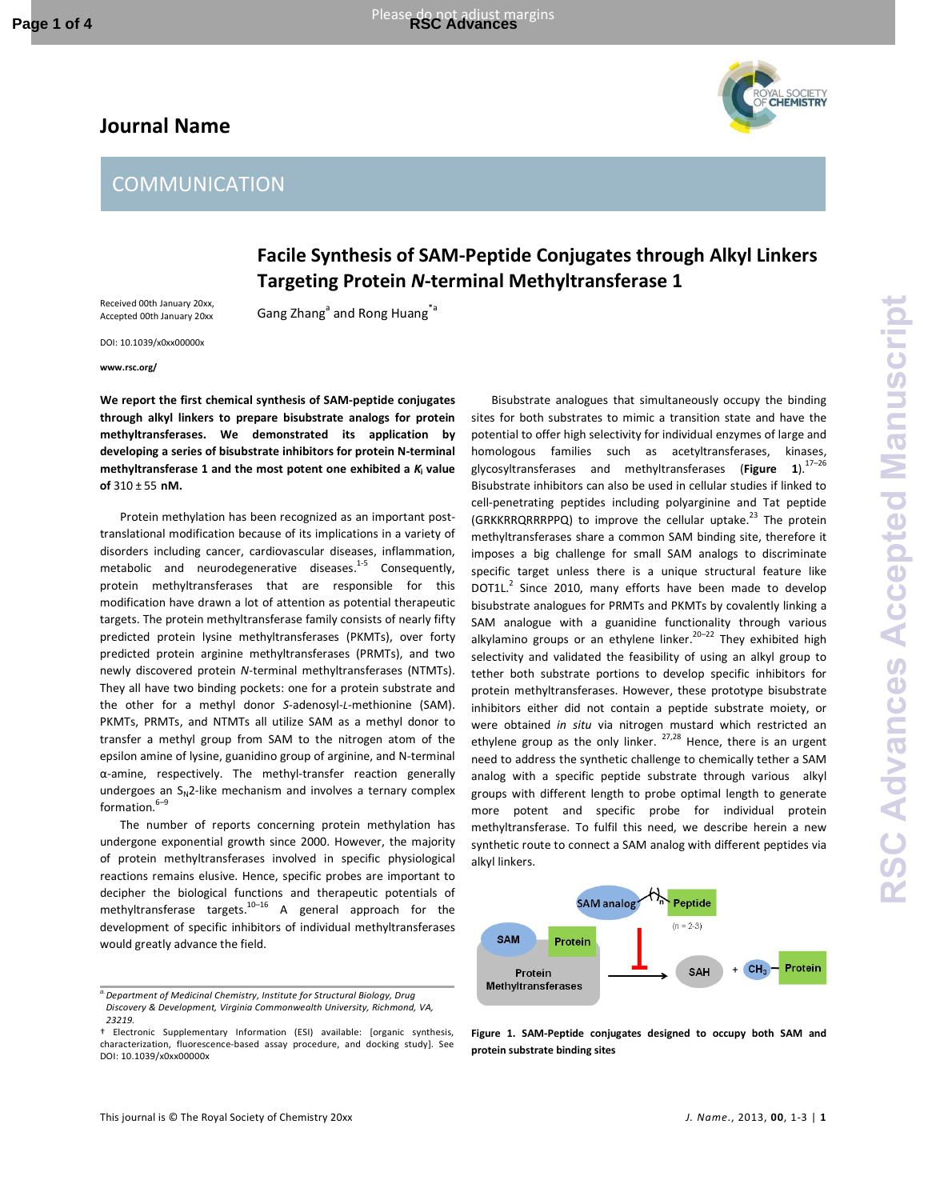# Journal Name

## COMMUNICATION

# Facile Synthesis of SAM-Peptide Conjugates through Alkyl Linkers Targeting Protein *N*-terminal Methyltransferase 1

Received 00th January 20xx, Accepted 00th January 20xx

DOI: 10.1039/x0xx00000x

www.rsc.org/

Gang Zhang[a] and Rong Huang[*a]

**We report the first chemical synthesis of SAM-peptide conjugates through alkyl linkers to prepare bisubstrate analogs for protein methyltransferases. We demonstrated its application by developing a series of bisubstrate inhibitors for protein N-terminal methyltransferase 1 and the most potent one exhibited a $K_i$ value of 310 ± 55 nM.**

Protein methylation has been recognized as an important post-translational modification because of its implications in a variety of disorders including cancer, cardiovascular diseases, inflammation, metabolic and neurodegenerative diseases.[1-5] Consequently, protein methyltransferases that are responsible for this modification have drawn a lot of attention as potential therapeutic targets. The protein methyltransferase family consists of nearly fifty predicted protein lysine methyltransferases (PKMTs), over forty predicted protein arginine methyltransferases (PRMTs), and two newly discovered protein *N*-terminal methyltransferases (NTMTs). They all have two binding pockets: one for a protein substrate and the other for a methyl donor *S*-adenosyl-*L*-methionine (SAM). PKMTs, PRMTs, and NTMTs all utilize SAM as a methyl donor to transfer a methyl group from SAM to the nitrogen atom of the epsilon amine of lysine, guanidino group of arginine, and N-terminal α-amine, respectively. The methyl-transfer reaction generally undergoes an $S_N2$-like mechanism and involves a ternary complex formation.[6–9]

The number of reports concerning protein methylation has undergone exponential growth since 2000. However, the majority of protein methyltransferases involved in specific physiological reactions remains elusive. Hence, specific probes are important to decipher the biological functions and therapeutic potentials of methyltransferase targets.[10–16] A general approach for the development of specific inhibitors of individual methyltransferases would greatly advance the field.

Bisubstrate analogues that simultaneously occupy the binding sites for both substrates to mimic a transition state and have the potential to offer high selectivity for individual enzymes of large and homologous families such as acetyltransferases, kinases, glycosyltransferases and methyltransferases (**Figure 1**).[17–26] Bisubstrate inhibitors can also be used in cellular studies if linked to cell-penetrating peptides including polyarginine and Tat peptide (GRKKRRQRRRPPQ) to improve the cellular uptake.[23] The protein methyltransferases share a common SAM binding site, therefore it imposes a big challenge for small SAM analogs to discriminate specific target unless there is a unique structural feature like DOT1L.[2] Since 2010, many efforts have been made to develop bisubstrate analogues for PRMTs and PKMTs by covalently linking a SAM analogue with a guanidine functionality through various alkylamino groups or an ethylene linker.[20–22] They exhibited high selectivity and validated the feasibility of using an alkyl group to tether both substrate portions to develop specific inhibitors for protein methyltransferases. However, these prototype bisubstrate inhibitors either did not contain a peptide substrate moiety, or were obtained *in situ* via nitrogen mustard which restricted an ethylene group as the only linker.[27,28] Hence, there is an urgent need to address the synthetic challenge to chemically tether a SAM analog with a specific peptide substrate through various alkyl groups with different length to probe optimal length to generate more potent and specific probe for individual protein methyltransferase. To fulfil this need, we describe herein a new synthetic route to connect a SAM analog with different peptides via alkyl linkers.

**Figure 1. SAM-Peptide conjugates designed to occupy both SAM and protein substrate binding sites**

[a] *Department of Medicinal Chemistry, Institute for Structural Biology, Drug Discovery & Development, Virginia Commonwealth University, Richmond, VA, 23219.*

† Electronic Supplementary Information (ESI) available: [organic synthesis, characterization, fluorescence-based assay procedure, and docking study]. See DOI: 10.1039/x0xx00000x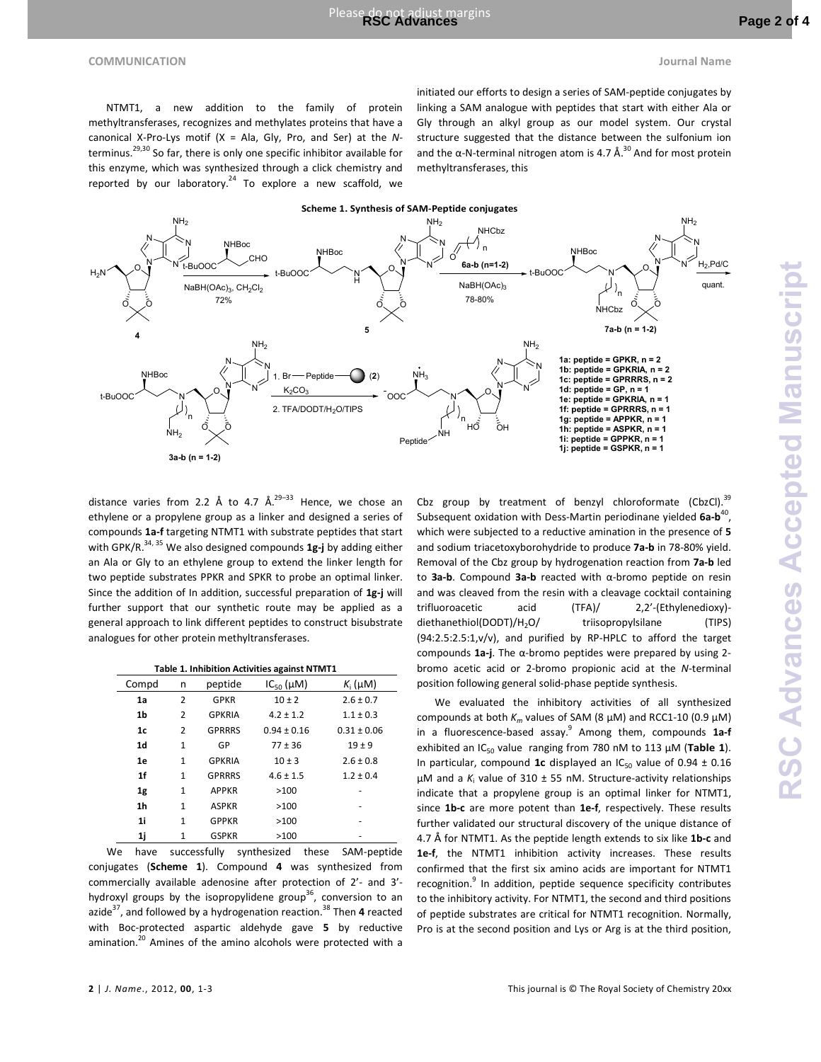NTMT1, a new addition to the family of protein methyltransferases, recognizes and methylates proteins that have a canonical X-Pro-Lys motif (X = Ala, Gly, Pro, and Ser) at the *N*-terminus.[29,30] So far, there is only one specific inhibitor available for this enzyme, which was synthesized through a click chemistry and reported by our laboratory.[24] To explore a new scaffold, we initiated our efforts to design a series of SAM-peptide conjugates by linking a SAM analogue with peptides that start with either Ala or Gly through an alkyl group as our model system. Our crystal structure suggested that the distance between the sulfonium ion and the α-N-terminal nitrogen atom is 4.7 Å.[30] And for most protein methyltransferases, this distance varies from 2.2 Å to 4.7 Å.[29–33] Hence, we chose an ethylene or a propylene group as a linker and designed a series of compounds **1a-f** targeting NTMT1 with substrate peptides that start with GPK/R.[34, 35] We also designed compounds **1g-j** by adding either an Ala or Gly to an ethylene group to extend the linker length for two peptide substrates PPKR and SPKR to probe an optimal linker. Since the addition of In addition, successful preparation of **1g-j** will further support that our synthetic route may be applied as a general approach to link different peptides to construct bisubstrate analogues for other protein methyltransferases.

**Scheme 1. Synthesis of SAM-Peptide conjugates**

Scheme reagents and labels: **4** → (Boc-protected aspartic aldehyde, NaBH(OAc)$_3$, $CH_2Cl_2$, 72%) → **5** → (**6a-b (n=1-2)**, NaBH(OAc)$_3$, 78-80%) → **7a-b (n = 1-2)** → ($H_2$, Pd/C, quant.) → **3a-b (n = 1-2)** → (1. Br—Peptide (**2**), $K_2CO_3$; 2. TFA/DODT/$H_2O$/TIPS) → **1a-j**

1a: peptide = GPKR, n = 2
1b: peptide = GPKRIA, n = 2
1c: peptide = GPRRRS, n = 2
1d: peptide = GP, n = 1
1e: peptide = GPKRIA, n = 1
1f: peptide = GPRRRS, n = 1
1g: peptide = APPKR, n = 1
1h: peptide = ASPKR, n = 1
1i: peptide = GPPKR, n = 1
1j: peptide = GSPKR, n = 1

**Table 1. Inhibition Activities against NTMT1**

| Compd | n | peptide | $IC_{50}$ (μM) | $K_i$ (μM) |
|---|---|---|---|---|
| **1a** | 2 | GPKR | 10 ± 2 | 2.6 ± 0.7 |
| **1b** | 2 | GPKRIA | 4.2 ± 1.2 | 1.1 ± 0.3 |
| **1c** | 2 | GPRRRS | 0.94 ± 0.16 | 0.31 ± 0.06 |
| **1d** | 1 | GP | 77 ± 36 | 19 ± 9 |
| **1e** | 1 | GPKRIA | 10 ± 3 | 2.6 ± 0.8 |
| **1f** | 1 | GPRRRS | 4.6 ± 1.5 | 1.2 ± 0.4 |
| **1g** | 1 | APPKR | >100 | - |
| **1h** | 1 | ASPKR | >100 | - |
| **1i** | 1 | GPPKR | >100 | - |
| **1j** | 1 | GSPKR | >100 | - |

We have successfully synthesized these SAM-peptide conjugates (**Scheme 1**). Compound **4** was synthesized from commercially available adenosine after protection of 2'- and 3'-hydroxyl groups by the isopropylidene group[36], conversion to an azide[37], and followed by a hydrogenation reaction.[38] Then **4** reacted with Boc-protected aspartic aldehyde gave **5** by reductive amination.[20] Amines of the amino alcohols were protected with a Cbz group by treatment of benzyl chloroformate (CbzCl).[39] Subsequent oxidation with Dess-Martin periodinane yielded **6a-b**[40], which were subjected to a reductive amination in the presence of **5** and sodium triacetoxyborohydride to produce **7a-b** in 78-80% yield. Removal of the Cbz group by hydrogenation reaction from **7a-b** led to **3a-b**. Compound **3a-b** reacted with α-bromo peptide on resin and was cleaved from the resin with a cleavage cocktail containing trifluoroacetic acid (TFA)/ 2,2'-(Ethylenedioxy)-diethanethiol(DODT)/$H_2O$/ triisopropylsilane (TIPS) (94:2.5:2.5:1,v/v), and purified by RP-HPLC to afford the target compounds **1a-j**. The α-bromo peptides were prepared by using 2-bromo acetic acid or 2-bromo propionic acid at the *N*-terminal position following general solid-phase peptide synthesis.

We evaluated the inhibitory activities of all synthesized compounds at both $K_m$ values of SAM (8 μM) and RCC1-10 (0.9 μM) in a fluorescence-based assay.[9] Among them, compounds **1a-f** exhibited an $IC_{50}$ value ranging from 780 nM to 113 μM (**Table 1**). In particular, compound **1c** displayed an $IC_{50}$ value of 0.94 ± 0.16 μM and a $K_i$ value of 310 ± 55 nM. Structure-activity relationships indicate that a propylene group is an optimal linker for NTMT1, since **1b-c** are more potent than **1e-f**, respectively. These results further validated our structural discovery of the unique distance of 4.7 Å for NTMT1. As the peptide length extends to six like **1b-c** and **1e-f**, the NTMT1 inhibition activity increases. These results confirmed that the first six amino acids are important for NTMT1 recognition.[9] In addition, peptide sequence specificity contributes to the inhibitory activity. For NTMT1, the second and third positions of peptide substrates are critical for NTMT1 recognition. Normally, Pro is at the second position and Lys or Arg is at the third position,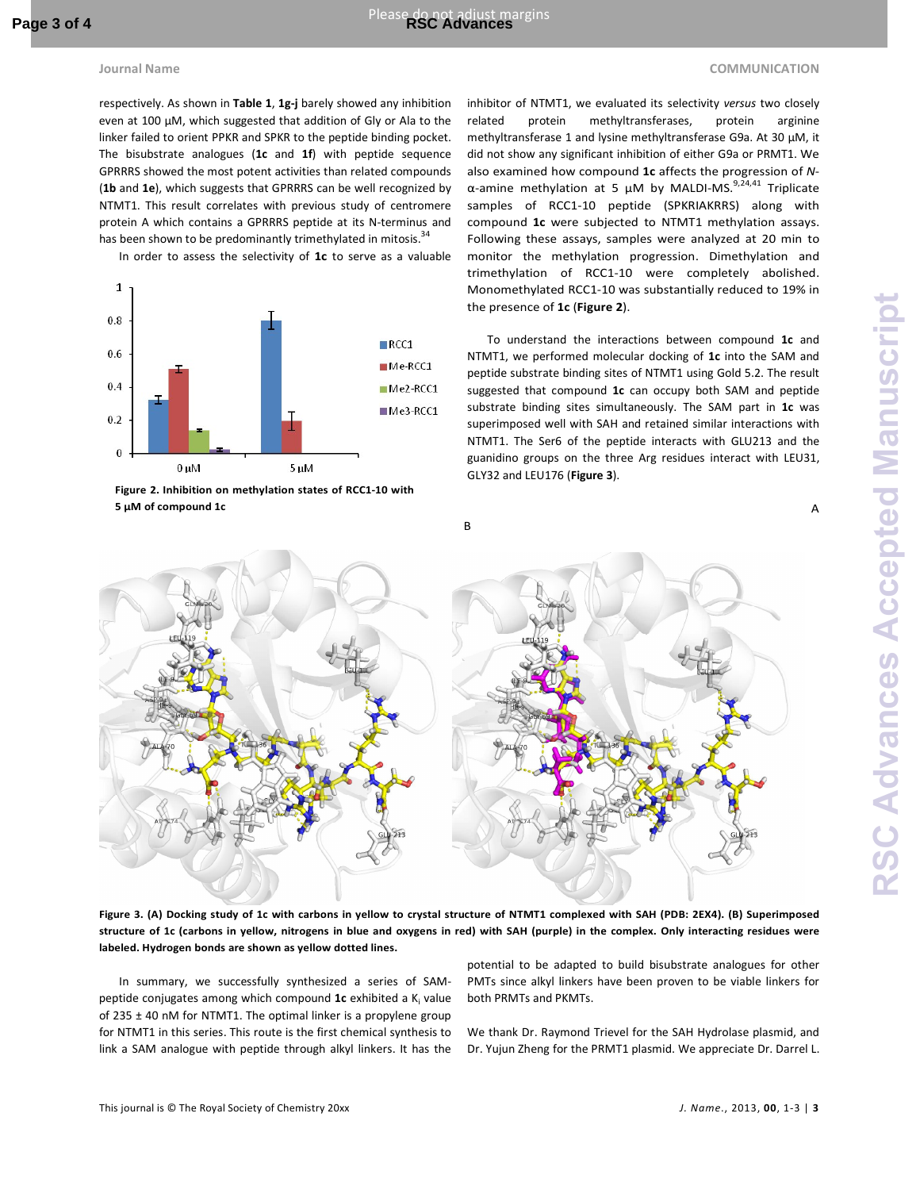respectively. As shown in **Table 1**, **1g-j** barely showed any inhibition even at 100 μM, which suggested that addition of Gly or Ala to the linker failed to orient PPKR and SPKR to the peptide binding pocket. The bisubstrate analogues (**1c** and **1f**) with peptide sequence GPRRRS showed the most potent activities than related compounds (**1b** and **1e**), which suggests that GPRRRS can be well recognized by NTMT1. This result correlates with previous study of centromere protein A which contains a GPRRRS peptide at its N-terminus and has been shown to be predominantly trimethylated in mitosis.[34]

In order to assess the selectivity of **1c** to serve as a valuable inhibitor of NTMT1, we evaluated its selectivity *versus* two closely related protein methyltransferases, protein arginine methyltransferase 1 and lysine methyltransferase G9a. At 30 μM, it did not show any significant inhibition of either G9a or PRMT1. We also examined how compound **1c** affects the progression of *N*-α-amine methylation at 5 μM by MALDI-MS.[9,24,41] Triplicate samples of RCC1-10 peptide (SPKRIAKRRS) along with compound **1c** were subjected to NTMT1 methylation assays. Following these assays, samples were analyzed at 20 min to monitor the methylation progression. Dimethylation and trimethylation of RCC1-10 were completely abolished. Monomethylated RCC1-10 was substantially reduced to 19% in the presence of **1c** (**Figure 2**).

**Figure 2. Inhibition on methylation states of RCC1-10 with 5 μM of compound 1c**

To understand the interactions between compound **1c** and NTMT1, we performed molecular docking of **1c** into the SAM and peptide substrate binding sites of NTMT1 using Gold 5.2. The result suggested that compound **1c** can occupy both SAM and peptide substrate binding sites simultaneously. The SAM part in **1c** was superimposed well with SAH and retained similar interactions with NTMT1. The Ser6 of the peptide interacts with GLU213 and the guanidino groups on the three Arg residues interact with LEU31, GLY32 and LEU176 (**Figure 3**).

**Figure 3. (A) Docking study of 1c with carbons in yellow to crystal structure of NTMT1 complexed with SAH (PDB: 2EX4). (B) Superimposed structure of 1c (carbons in yellow, nitrogens in blue and oxygens in red) with SAH (purple) in the complex. Only interacting residues were labeled. Hydrogen bonds are shown as yellow dotted lines.**

In summary, we successfully synthesized a series of SAM-peptide conjugates among which compound **1c** exhibited a $K_i$ value of 235 ± 40 nM for NTMT1. The optimal linker is a propylene group for NTMT1 in this series. This route is the first chemical synthesis to link a SAM analogue with peptide through alkyl linkers. It has the potential to be adapted to build bisubstrate analogues for other PMTs since alkyl linkers have been proven to be viable linkers for both PRMTs and PKMTs.

We thank Dr. Raymond Trievel for the SAH Hydrolase plasmid, and Dr. Yujun Zheng for the PRMT1 plasmid. We appreciate Dr. Darrel L.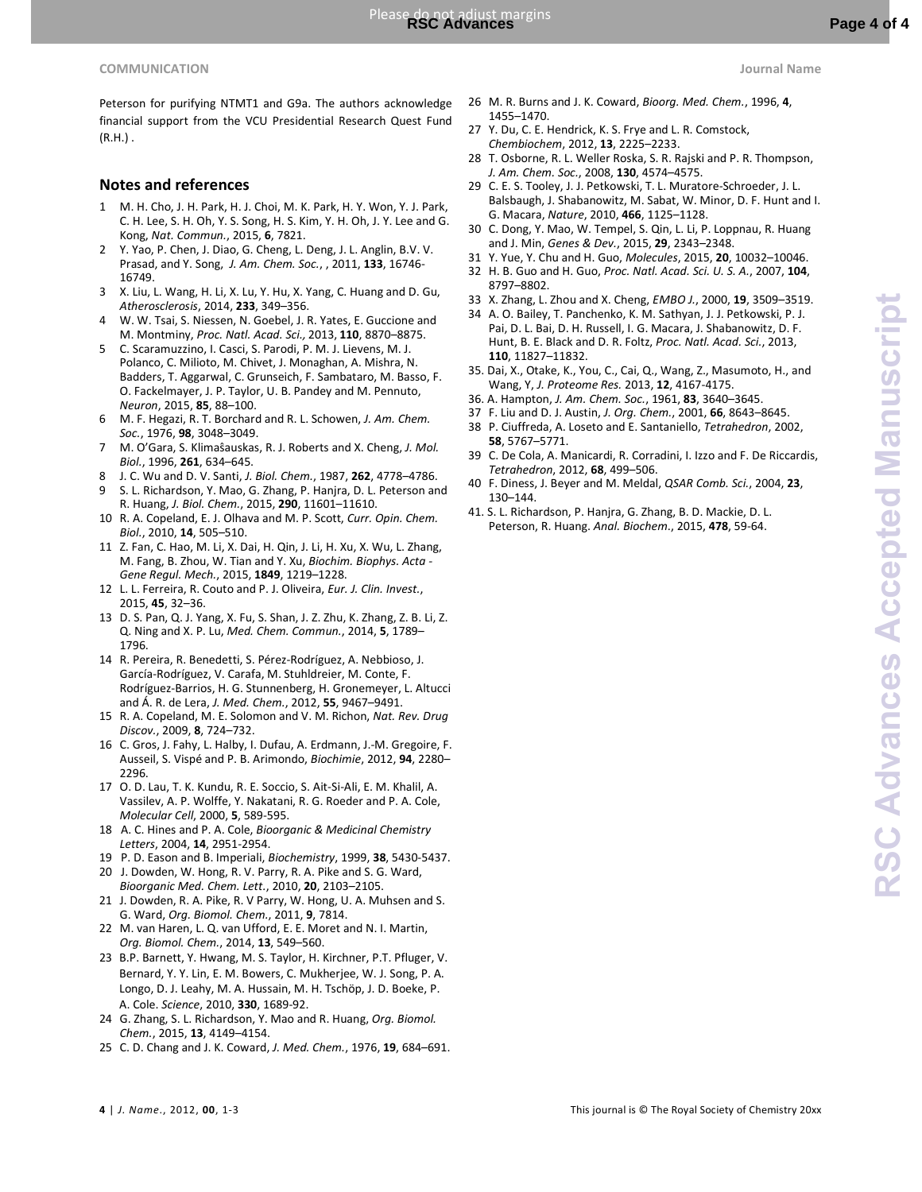Peterson for purifying NTMT1 and G9a. The authors acknowledge financial support from the VCU Presidential Research Quest Fund (R.H.) .

## Notes and references

1. M. H. Cho, J. H. Park, H. J. Choi, M. K. Park, H. Y. Won, Y. J. Park, C. H. Lee, S. H. Oh, Y. S. Song, H. S. Kim, Y. H. Oh, J. Y. Lee and G. Kong, *Nat. Commun.*, 2015, **6**, 7821.
2. Y. Yao, P. Chen, J. Diao, G. Cheng, L. Deng, J. L. Anglin, B.V. V. Prasad, and Y. Song, *J. Am. Chem. Soc.*, , 2011, **133**, 16746-16749.
3. X. Liu, L. Wang, H. Li, X. Lu, Y. Hu, X. Yang, C. Huang and D. Gu, *Atherosclerosis*, 2014, **233**, 349–356.
4. W. W. Tsai, S. Niessen, N. Goebel, J. R. Yates, E. Guccione and M. Montminy, *Proc. Natl. Acad. Sci.,* 2013, **110**, 8870–8875.
5. C. Scaramuzzino, I. Casci, S. Parodi, P. M. J. Lievens, M. J. Polanco, C. Milioto, M. Chivet, J. Monaghan, A. Mishra, N. Badders, T. Aggarwal, C. Grunseich, F. Sambataro, M. Basso, F. O. Fackelmayer, J. P. Taylor, U. B. Pandey and M. Pennuto, *Neuron*, 2015, **85**, 88–100.
6. M. F. Hegazi, R. T. Borchard and R. L. Schowen, *J. Am. Chem. Soc.*, 1976, **98**, 3048–3049.
7. M. O'Gara, S. Klimašauskas, R. J. Roberts and X. Cheng, *J. Mol. Biol.*, 1996, **261**, 634–645.
8. J. C. Wu and D. V. Santi, *J. Biol. Chem.*, 1987, **262**, 4778–4786.
9. S. L. Richardson, Y. Mao, G. Zhang, P. Hanjra, D. L. Peterson and R. Huang, *J. Biol. Chem.*, 2015, **290**, 11601–11610.
10. R. A. Copeland, E. J. Olhava and M. P. Scott, *Curr. Opin. Chem. Biol.*, 2010, **14**, 505–510.
11. Z. Fan, C. Hao, M. Li, X. Dai, H. Qin, J. Li, H. Xu, X. Wu, L. Zhang, M. Fang, B. Zhou, W. Tian and Y. Xu, *Biochim. Biophys. Acta - Gene Regul. Mech.*, 2015, **1849**, 1219–1228.
12. L. L. Ferreira, R. Couto and P. J. Oliveira, *Eur. J. Clin. Invest.*, 2015, **45**, 32–36.
13. D. S. Pan, Q. J. Yang, X. Fu, S. Shan, J. Z. Zhu, K. Zhang, Z. B. Li, Z. Q. Ning and X. P. Lu, *Med. Chem. Commun.*, 2014, **5**, 1789–1796.
14. R. Pereira, R. Benedetti, S. Pérez-Rodríguez, A. Nebbioso, J. García-Rodríguez, V. Carafa, M. Stuhldreier, M. Conte, F. Rodríguez-Barrios, H. G. Stunnenberg, H. Gronemeyer, L. Altucci and Á. R. de Lera, *J. Med. Chem.*, 2012, **55**, 9467–9491.
15. R. A. Copeland, M. E. Solomon and V. M. Richon, *Nat. Rev. Drug Discov.*, 2009, **8**, 724–732.
16. C. Gros, J. Fahy, L. Halby, I. Dufau, A. Erdmann, J.-M. Gregoire, F. Ausseil, S. Vispé and P. B. Arimondo, *Biochimie*, 2012, **94**, 2280–2296.
17. O. D. Lau, T. K. Kundu, R. E. Soccio, S. Ait-Si-Ali, E. M. Khalil, A. Vassilev, A. P. Wolffe, Y. Nakatani, R. G. Roeder and P. A. Cole, *Molecular Cell*, 2000, **5**, 589-595.
18. A. C. Hines and P. A. Cole, *Bioorganic & Medicinal Chemistry Letters*, 2004, **14**, 2951-2954.
19. P. D. Eason and B. Imperiali, *Biochemistry*, 1999, **38**, 5430-5437.
20. J. Dowden, W. Hong, R. V. Parry, R. A. Pike and S. G. Ward, *Bioorganic Med. Chem. Lett.*, 2010, **20**, 2103–2105.
21. J. Dowden, R. A. Pike, R. V Parry, W. Hong, U. A. Muhsen and S. G. Ward, *Org. Biomol. Chem.*, 2011, **9**, 7814.
22. M. van Haren, L. Q. van Ufford, E. E. Moret and N. I. Martin, *Org. Biomol. Chem.*, 2014, **13**, 549–560.
23. B.P. Barnett, Y. Hwang, M. S. Taylor, H. Kirchner, P.T. Pfluger, V. Bernard, Y. Y. Lin, E. M. Bowers, C. Mukherjee, W. J. Song, P. A. Longo, D. J. Leahy, M. A. Hussain, M. H. Tschöp, J. D. Boeke, P. A. Cole. *Science*, 2010, **330**, 1689-92.
24. G. Zhang, S. L. Richardson, Y. Mao and R. Huang, *Org. Biomol. Chem.*, 2015, **13**, 4149–4154.
25. C. D. Chang and J. K. Coward, *J. Med. Chem.*, 1976, **19**, 684–691.
26. M. R. Burns and J. K. Coward, *Bioorg. Med. Chem.*, 1996, **4**, 1455–1470.
27. Y. Du, C. E. Hendrick, K. S. Frye and L. R. Comstock, *Chembiochem*, 2012, **13**, 2225–2233.
28. T. Osborne, R. L. Weller Roska, S. R. Rajski and P. R. Thompson, *J. Am. Chem. Soc.*, 2008, **130**, 4574–4575.
29. C. E. S. Tooley, J. J. Petkowski, T. L. Muratore-Schroeder, J. L. Balsbaugh, J. Shabanowitz, M. Sabat, W. Minor, D. F. Hunt and I. G. Macara, *Nature*, 2010, **466**, 1125–1128.
30. C. Dong, Y. Mao, W. Tempel, S. Qin, L. Li, P. Loppnau, R. Huang and J. Min, *Genes & Dev.*, 2015, **29**, 2343–2348.
31. Y. Yue, Y. Chu and H. Guo, *Molecules*, 2015, **20**, 10032–10046.
32. H. B. Guo and H. Guo, *Proc. Natl. Acad. Sci. U. S. A.*, 2007, **104**, 8797–8802.
33. X. Zhang, L. Zhou and X. Cheng, *EMBO J.*, 2000, **19**, 3509–3519.
34. A. O. Bailey, T. Panchenko, K. M. Sathyan, J. J. Petkowski, P. J. Pai, D. L. Bai, D. H. Russell, I. G. Macara, J. Shabanowitz, D. F. Hunt, B. E. Black and D. R. Foltz, *Proc. Natl. Acad. Sci.*, 2013, **110**, 11827–11832.
35. Dai, X., Otake, K., You, C., Cai, Q., Wang, Z., Masumoto, H., and Wang, Y, *J. Proteome Res.* 2013, **12**, 4167-4175.
36. A. Hampton, *J. Am. Chem. Soc.*, 1961, **83**, 3640–3645.
37. F. Liu and D. J. Austin, *J. Org. Chem.*, 2001, **66**, 8643–8645.
38. P. Ciuffreda, A. Loseto and E. Santaniello, *Tetrahedron*, 2002, **58**, 5767–5771.
39. C. De Cola, A. Manicardi, R. Corradini, I. Izzo and F. De Riccardis, *Tetrahedron*, 2012, **68**, 499–506.
40. F. Diness, J. Beyer and M. Meldal, *QSAR Comb. Sci.*, 2004, **23**, 130–144.
41. S. L. Richardson, P. Hanjra, G. Zhang, B. D. Mackie, D. L. Peterson, R. Huang. *Anal. Biochem.*, 2015, **478**, 59-64.